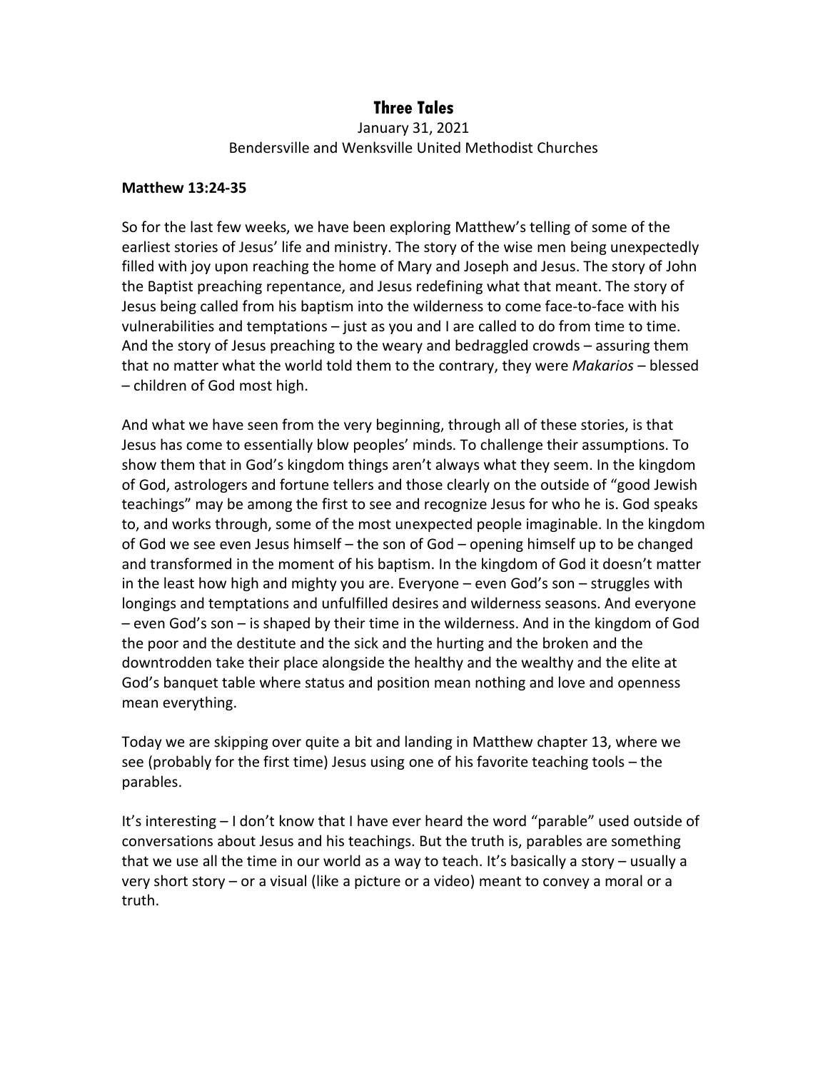# Three Tales

January 31, 2021
Bendersville and Wenksville United Methodist Churches

**Matthew 13:24-35**

So for the last few weeks, we have been exploring Matthew's telling of some of the earliest stories of Jesus' life and ministry. The story of the wise men being unexpectedly filled with joy upon reaching the home of Mary and Joseph and Jesus. The story of John the Baptist preaching repentance, and Jesus redefining what that meant. The story of Jesus being called from his baptism into the wilderness to come face-to-face with his vulnerabilities and temptations – just as you and I are called to do from time to time. And the story of Jesus preaching to the weary and bedraggled crowds – assuring them that no matter what the world told them to the contrary, they were *Makarios* – blessed – children of God most high.

And what we have seen from the very beginning, through all of these stories, is that Jesus has come to essentially blow peoples' minds. To challenge their assumptions. To show them that in God's kingdom things aren't always what they seem. In the kingdom of God, astrologers and fortune tellers and those clearly on the outside of "good Jewish teachings" may be among the first to see and recognize Jesus for who he is. God speaks to, and works through, some of the most unexpected people imaginable. In the kingdom of God we see even Jesus himself – the son of God – opening himself up to be changed and transformed in the moment of his baptism. In the kingdom of God it doesn't matter in the least how high and mighty you are. Everyone – even God's son – struggles with longings and temptations and unfulfilled desires and wilderness seasons. And everyone – even God's son – is shaped by their time in the wilderness. And in the kingdom of God the poor and the destitute and the sick and the hurting and the broken and the downtrodden take their place alongside the healthy and the wealthy and the elite at God's banquet table where status and position mean nothing and love and openness mean everything.

Today we are skipping over quite a bit and landing in Matthew chapter 13, where we see (probably for the first time) Jesus using one of his favorite teaching tools – the parables.

It's interesting – I don't know that I have ever heard the word "parable" used outside of conversations about Jesus and his teachings. But the truth is, parables are something that we use all the time in our world as a way to teach. It's basically a story – usually a very short story – or a visual (like a picture or a video) meant to convey a moral or a truth.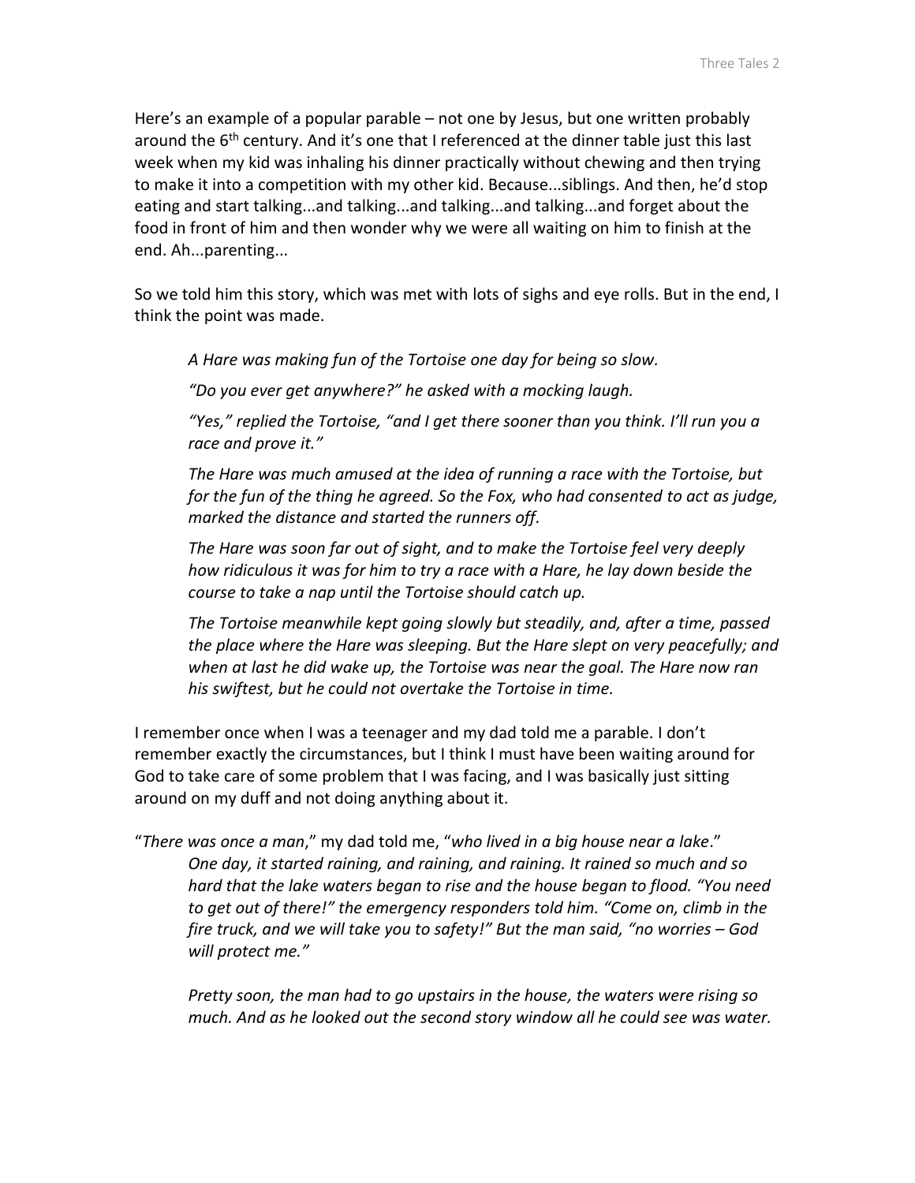Here's an example of a popular parable – not one by Jesus, but one written probably around the 6th century. And it's one that I referenced at the dinner table just this last week when my kid was inhaling his dinner practically without chewing and then trying to make it into a competition with my other kid. Because...siblings. And then, he'd stop eating and start talking...and talking...and talking...and talking...and forget about the food in front of him and then wonder why we were all waiting on him to finish at the end. Ah...parenting...

So we told him this story, which was met with lots of sighs and eye rolls. But in the end, I think the point was made.

> *A Hare was making fun of the Tortoise one day for being so slow.*
>
> *"Do you ever get anywhere?" he asked with a mocking laugh.*
>
> *"Yes," replied the Tortoise, "and I get there sooner than you think. I'll run you a race and prove it."*
>
> *The Hare was much amused at the idea of running a race with the Tortoise, but for the fun of the thing he agreed. So the Fox, who had consented to act as judge, marked the distance and started the runners off.*
>
> *The Hare was soon far out of sight, and to make the Tortoise feel very deeply how ridiculous it was for him to try a race with a Hare, he lay down beside the course to take a nap until the Tortoise should catch up.*
>
> *The Tortoise meanwhile kept going slowly but steadily, and, after a time, passed the place where the Hare was sleeping. But the Hare slept on very peacefully; and when at last he did wake up, the Tortoise was near the goal. The Hare now ran his swiftest, but he could not overtake the Tortoise in time.*

I remember once when I was a teenager and my dad told me a parable. I don't remember exactly the circumstances, but I think I must have been waiting around for God to take care of some problem that I was facing, and I was basically just sitting around on my duff and not doing anything about it.

"*There was once a man*," my dad told me, "*who lived in a big house near a lake*."

> *One day, it started raining, and raining, and raining. It rained so much and so hard that the lake waters began to rise and the house began to flood. "You need to get out of there!" the emergency responders told him. "Come on, climb in the fire truck, and we will take you to safety!" But the man said, "no worries – God will protect me."*
>
> *Pretty soon, the man had to go upstairs in the house, the waters were rising so much. And as he looked out the second story window all he could see was water.*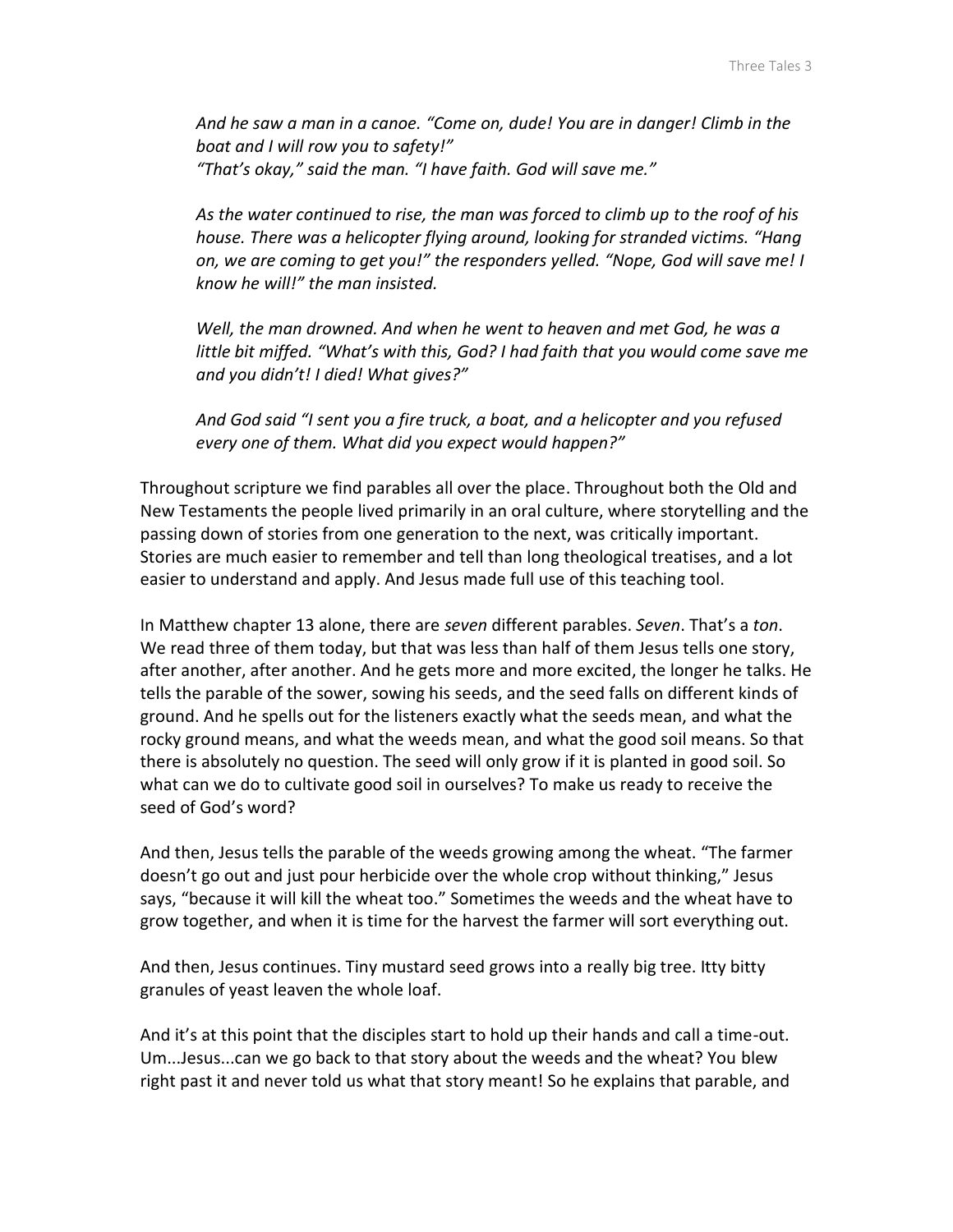*And he saw a man in a canoe. "Come on, dude! You are in danger! Climb in the boat and I will row you to safety!"*
*"That's okay," said the man. "I have faith. God will save me."*

*As the water continued to rise, the man was forced to climb up to the roof of his house. There was a helicopter flying around, looking for stranded victims. "Hang on, we are coming to get you!" the responders yelled. "Nope, God will save me! I know he will!" the man insisted.*

*Well, the man drowned. And when he went to heaven and met God, he was a little bit miffed. "What's with this, God? I had faith that you would come save me and you didn't! I died! What gives?"*

*And God said "I sent you a fire truck, a boat, and a helicopter and you refused every one of them. What did you expect would happen?"*

Throughout scripture we find parables all over the place. Throughout both the Old and New Testaments the people lived primarily in an oral culture, where storytelling and the passing down of stories from one generation to the next, was critically important. Stories are much easier to remember and tell than long theological treatises, and a lot easier to understand and apply. And Jesus made full use of this teaching tool.

In Matthew chapter 13 alone, there are *seven* different parables. *Seven*. That's a *ton*. We read three of them today, but that was less than half of them Jesus tells one story, after another, after another. And he gets more and more excited, the longer he talks. He tells the parable of the sower, sowing his seeds, and the seed falls on different kinds of ground. And he spells out for the listeners exactly what the seeds mean, and what the rocky ground means, and what the weeds mean, and what the good soil means. So that there is absolutely no question. The seed will only grow if it is planted in good soil. So what can we do to cultivate good soil in ourselves? To make us ready to receive the seed of God's word?

And then, Jesus tells the parable of the weeds growing among the wheat. "The farmer doesn't go out and just pour herbicide over the whole crop without thinking," Jesus says, "because it will kill the wheat too." Sometimes the weeds and the wheat have to grow together, and when it is time for the harvest the farmer will sort everything out.

And then, Jesus continues. Tiny mustard seed grows into a really big tree. Itty bitty granules of yeast leaven the whole loaf.

And it's at this point that the disciples start to hold up their hands and call a time-out. Um...Jesus...can we go back to that story about the weeds and the wheat? You blew right past it and never told us what that story meant! So he explains that parable, and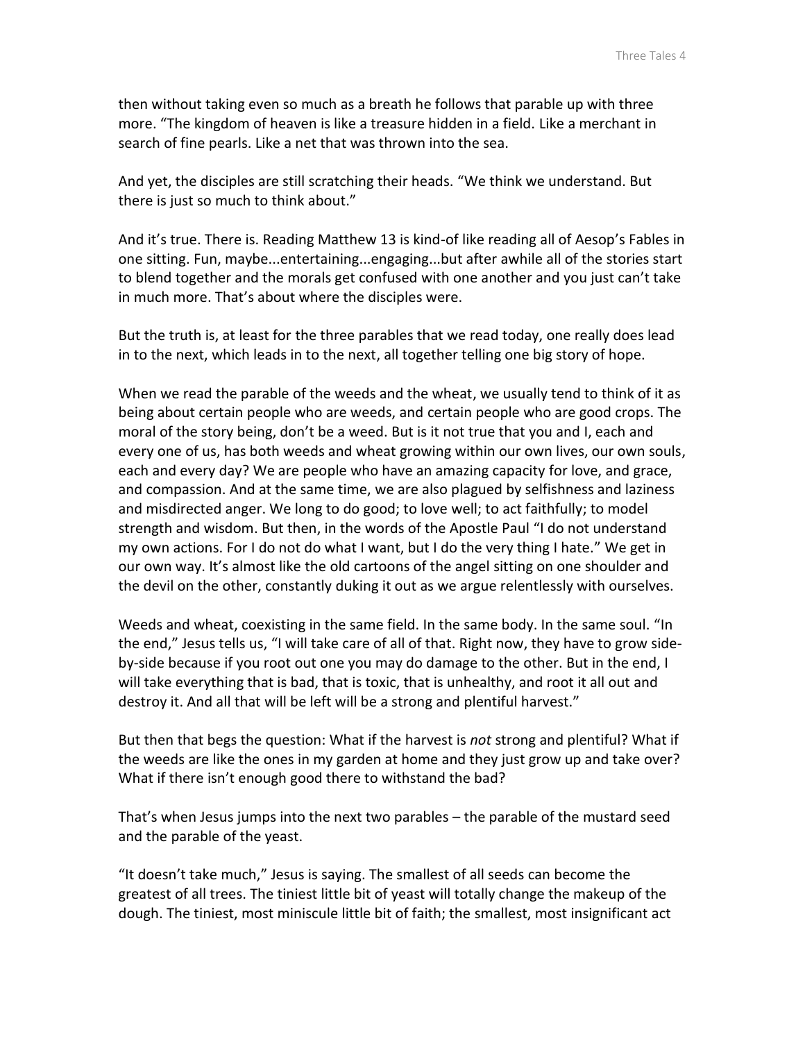then without taking even so much as a breath he follows that parable up with three more. "The kingdom of heaven is like a treasure hidden in a field. Like a merchant in search of fine pearls. Like a net that was thrown into the sea.

And yet, the disciples are still scratching their heads. "We think we understand. But there is just so much to think about."

And it's true. There is. Reading Matthew 13 is kind-of like reading all of Aesop's Fables in one sitting. Fun, maybe...entertaining...engaging...but after awhile all of the stories start to blend together and the morals get confused with one another and you just can't take in much more. That's about where the disciples were.

But the truth is, at least for the three parables that we read today, one really does lead in to the next, which leads in to the next, all together telling one big story of hope.

When we read the parable of the weeds and the wheat, we usually tend to think of it as being about certain people who are weeds, and certain people who are good crops. The moral of the story being, don't be a weed. But is it not true that you and I, each and every one of us, has both weeds and wheat growing within our own lives, our own souls, each and every day? We are people who have an amazing capacity for love, and grace, and compassion. And at the same time, we are also plagued by selfishness and laziness and misdirected anger. We long to do good; to love well; to act faithfully; to model strength and wisdom. But then, in the words of the Apostle Paul "I do not understand my own actions. For I do not do what I want, but I do the very thing I hate." We get in our own way. It's almost like the old cartoons of the angel sitting on one shoulder and the devil on the other, constantly duking it out as we argue relentlessly with ourselves.

Weeds and wheat, coexisting in the same field. In the same body. In the same soul. "In the end," Jesus tells us, "I will take care of all of that. Right now, they have to grow side-by-side because if you root out one you may do damage to the other. But in the end, I will take everything that is bad, that is toxic, that is unhealthy, and root it all out and destroy it. And all that will be left will be a strong and plentiful harvest."

But then that begs the question: What if the harvest is *not* strong and plentiful? What if the weeds are like the ones in my garden at home and they just grow up and take over? What if there isn't enough good there to withstand the bad?

That's when Jesus jumps into the next two parables – the parable of the mustard seed and the parable of the yeast.

"It doesn't take much," Jesus is saying. The smallest of all seeds can become the greatest of all trees. The tiniest little bit of yeast will totally change the makeup of the dough. The tiniest, most miniscule little bit of faith; the smallest, most insignificant act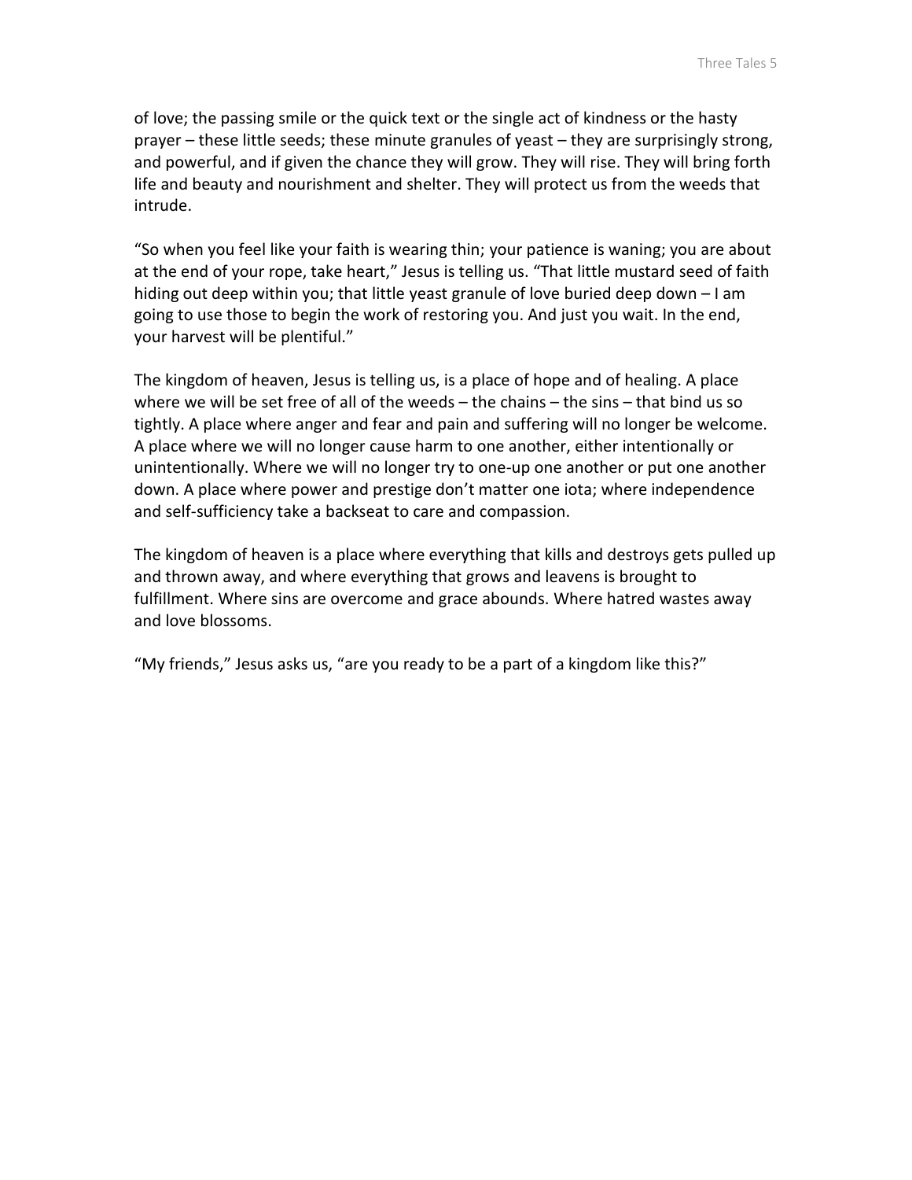of love; the passing smile or the quick text or the single act of kindness or the hasty prayer – these little seeds; these minute granules of yeast – they are surprisingly strong, and powerful, and if given the chance they will grow. They will rise. They will bring forth life and beauty and nourishment and shelter. They will protect us from the weeds that intrude.

“So when you feel like your faith is wearing thin; your patience is waning; you are about at the end of your rope, take heart,” Jesus is telling us. “That little mustard seed of faith hiding out deep within you; that little yeast granule of love buried deep down – I am going to use those to begin the work of restoring you. And just you wait. In the end, your harvest will be plentiful.”

The kingdom of heaven, Jesus is telling us, is a place of hope and of healing. A place where we will be set free of all of the weeds – the chains – the sins – that bind us so tightly. A place where anger and fear and pain and suffering will no longer be welcome. A place where we will no longer cause harm to one another, either intentionally or unintentionally. Where we will no longer try to one-up one another or put one another down. A place where power and prestige don’t matter one iota; where independence and self-sufficiency take a backseat to care and compassion.

The kingdom of heaven is a place where everything that kills and destroys gets pulled up and thrown away, and where everything that grows and leavens is brought to fulfillment. Where sins are overcome and grace abounds. Where hatred wastes away and love blossoms.

“My friends,” Jesus asks us, “are you ready to be a part of a kingdom like this?”